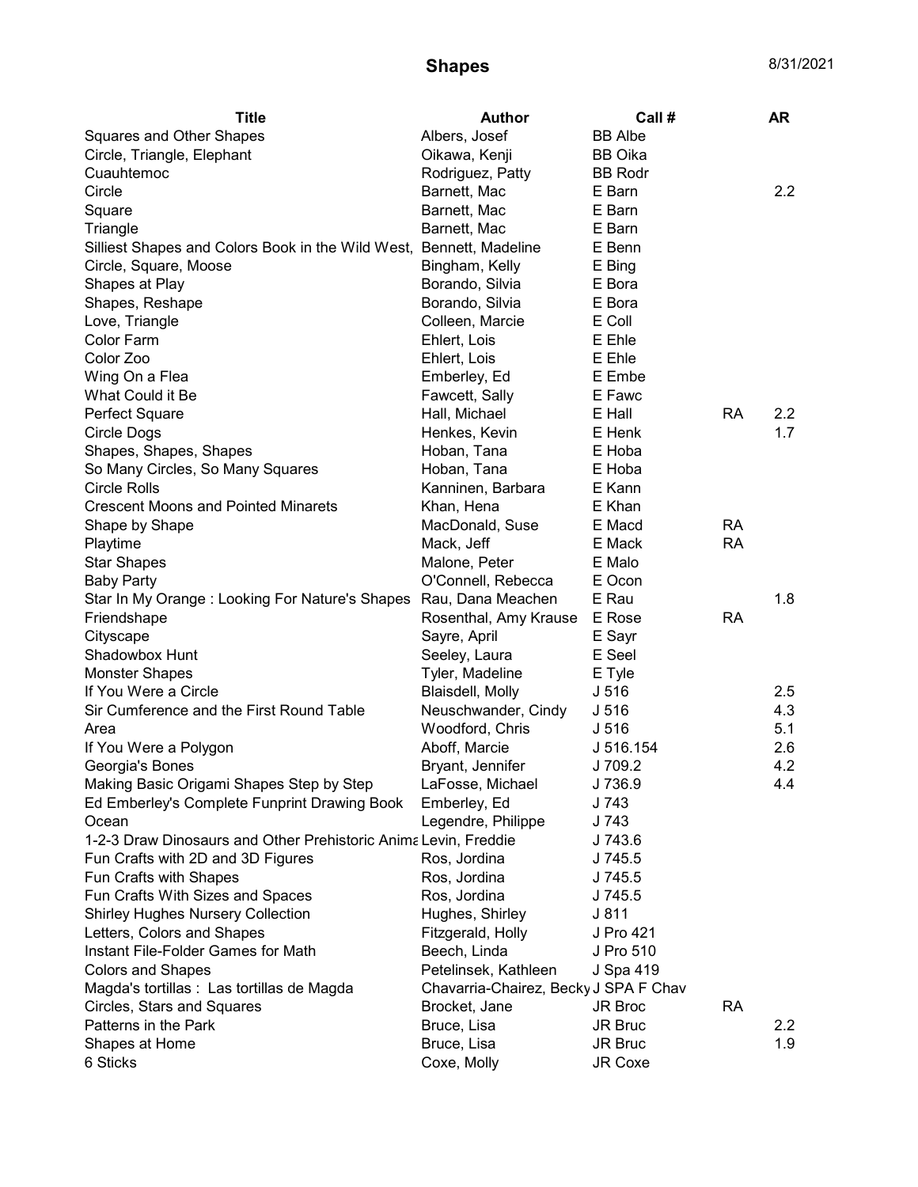# Shapes

8/31/2021

| Title | Author | Call # | | AR |
|---|---|---|---|---|
| Squares and Other Shapes | Albers, Josef | BB Albe | | |
| Circle, Triangle, Elephant | Oikawa, Kenji | BB Oika | | |
| Cuauhtemoc | Rodriguez, Patty | BB Rodr | | |
| Circle | Barnett, Mac | E Barn | | 2.2 |
| Square | Barnett, Mac | E Barn | | |
| Triangle | Barnett, Mac | E Barn | | |
| Silliest Shapes and Colors Book in the Wild West, | Bennett, Madeline | E Benn | | |
| Circle, Square, Moose | Bingham, Kelly | E Bing | | |
| Shapes at Play | Borando, Silvia | E Bora | | |
| Shapes, Reshape | Borando, Silvia | E Bora | | |
| Love, Triangle | Colleen, Marcie | E Coll | | |
| Color Farm | Ehlert, Lois | E Ehle | | |
| Color Zoo | Ehlert, Lois | E Ehle | | |
| Wing On a Flea | Emberley, Ed | E Embe | | |
| What Could it Be | Fawcett, Sally | E Fawc | | |
| Perfect Square | Hall, Michael | E Hall | RA | 2.2 |
| Circle Dogs | Henkes, Kevin | E Henk | | 1.7 |
| Shapes, Shapes, Shapes | Hoban, Tana | E Hoba | | |
| So Many Circles, So Many Squares | Hoban, Tana | E Hoba | | |
| Circle Rolls | Kanninen, Barbara | E Kann | | |
| Crescent Moons and Pointed Minarets | Khan, Hena | E Khan | | |
| Shape by Shape | MacDonald, Suse | E Macd | RA | |
| Playtime | Mack, Jeff | E Mack | RA | |
| Star Shapes | Malone, Peter | E Malo | | |
| Baby Party | O'Connell, Rebecca | E Ocon | | |
| Star In My Orange : Looking For Nature's Shapes | Rau, Dana Meachen | E Rau | | 1.8 |
| Friendshape | Rosenthal, Amy Krause | E Rose | RA | |
| Cityscape | Sayre, April | E Sayr | | |
| Shadowbox Hunt | Seeley, Laura | E Seel | | |
| Monster Shapes | Tyler, Madeline | E Tyle | | |
| If You Were a Circle | Blaisdell, Molly | J 516 | | 2.5 |
| Sir Cumference and the First Round Table | Neuschwander, Cindy | J 516 | | 4.3 |
| Area | Woodford, Chris | J 516 | | 5.1 |
| If You Were a Polygon | Aboff, Marcie | J 516.154 | | 2.6 |
| Georgia's Bones | Bryant, Jennifer | J 709.2 | | 4.2 |
| Making Basic Origami Shapes Step by Step | LaFosse, Michael | J 736.9 | | 4.4 |
| Ed Emberley's Complete Funprint Drawing Book | Emberley, Ed | J 743 | | |
| Ocean | Legendre, Philippe | J 743 | | |
| 1-2-3 Draw Dinosaurs and Other Prehistoric Anima | Levin, Freddie | J 743.6 | | |
| Fun Crafts with 2D and 3D Figures | Ros, Jordina | J 745.5 | | |
| Fun Crafts with Shapes | Ros, Jordina | J 745.5 | | |
| Fun Crafts With Sizes and Spaces | Ros, Jordina | J 745.5 | | |
| Shirley Hughes Nursery Collection | Hughes, Shirley | J 811 | | |
| Letters, Colors and Shapes | Fitzgerald, Holly | J Pro 421 | | |
| Instant File-Folder Games for Math | Beech, Linda | J Pro 510 | | |
| Colors and Shapes | Petelinsek, Kathleen | J Spa 419 | | |
| Magda's tortillas : Las tortillas de Magda | Chavarria-Chairez, Becky | J SPA F Chav | | |
| Circles, Stars and Squares | Brocket, Jane | JR Broc | RA | |
| Patterns in the Park | Bruce, Lisa | JR Bruc | | 2.2 |
| Shapes at Home | Bruce, Lisa | JR Bruc | | 1.9 |
| 6 Sticks | Coxe, Molly | JR Coxe | | |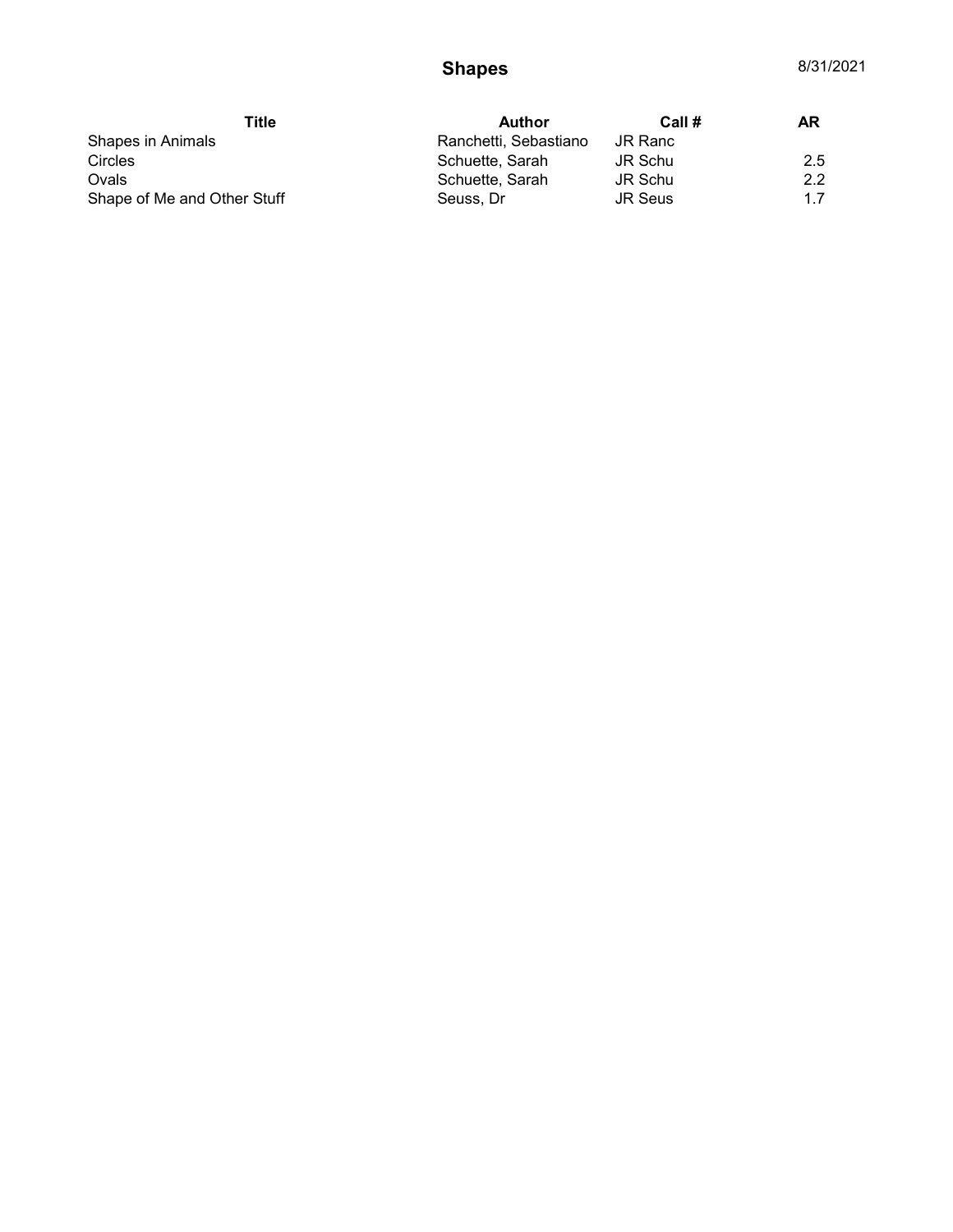# Shapes

8/31/2021

| Title | Author | Call # | AR |
| --- | --- | --- | --- |
| Shapes in Animals | Ranchetti, Sebastiano | JR Ranc | |
| Circles | Schuette, Sarah | JR Schu | 2.5 |
| Ovals | Schuette, Sarah | JR Schu | 2.2 |
| Shape of Me and Other Stuff | Seuss, Dr | JR Seus | 1.7 |